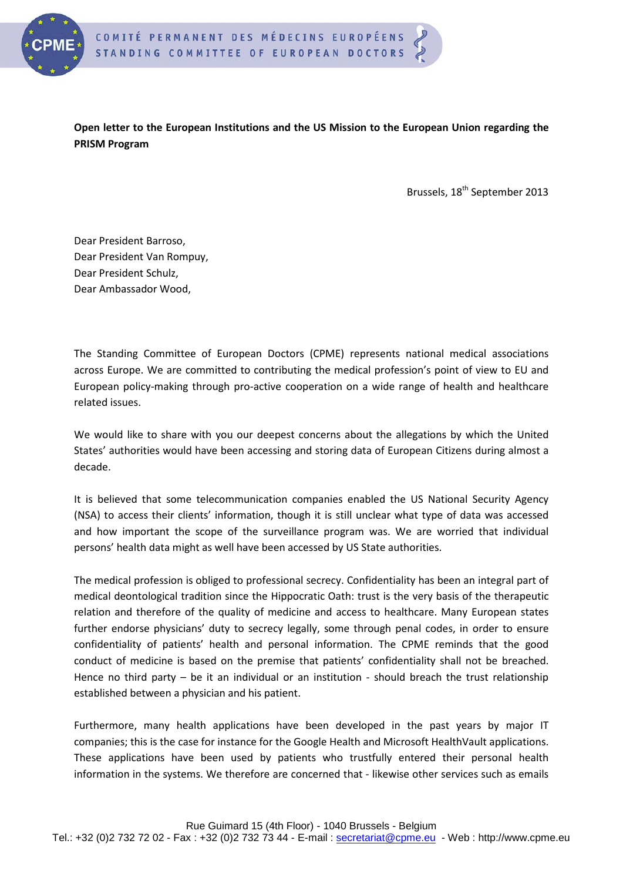**Open letter to the European Institutions and the US Mission to the European Union regarding the PRISM Program**

Brussels, 18th September 2013

Dear President Barroso,
Dear President Van Rompuy,
Dear President Schulz,
Dear Ambassador Wood,

The Standing Committee of European Doctors (CPME) represents national medical associations across Europe. We are committed to contributing the medical profession's point of view to EU and European policy-making through pro-active cooperation on a wide range of health and healthcare related issues.

We would like to share with you our deepest concerns about the allegations by which the United States' authorities would have been accessing and storing data of European Citizens during almost a decade.

It is believed that some telecommunication companies enabled the US National Security Agency (NSA) to access their clients' information, though it is still unclear what type of data was accessed and how important the scope of the surveillance program was. We are worried that individual persons' health data might as well have been accessed by US State authorities.

The medical profession is obliged to professional secrecy. Confidentiality has been an integral part of medical deontological tradition since the Hippocratic Oath: trust is the very basis of the therapeutic relation and therefore of the quality of medicine and access to healthcare. Many European states further endorse physicians' duty to secrecy legally, some through penal codes, in order to ensure confidentiality of patients' health and personal information. The CPME reminds that the good conduct of medicine is based on the premise that patients' confidentiality shall not be breached. Hence no third party – be it an individual or an institution - should breach the trust relationship established between a physician and his patient.

Furthermore, many health applications have been developed in the past years by major IT companies; this is the case for instance for the Google Health and Microsoft HealthVault applications. These applications have been used by patients who trustfully entered their personal health information in the systems. We therefore are concerned that - likewise other services such as emails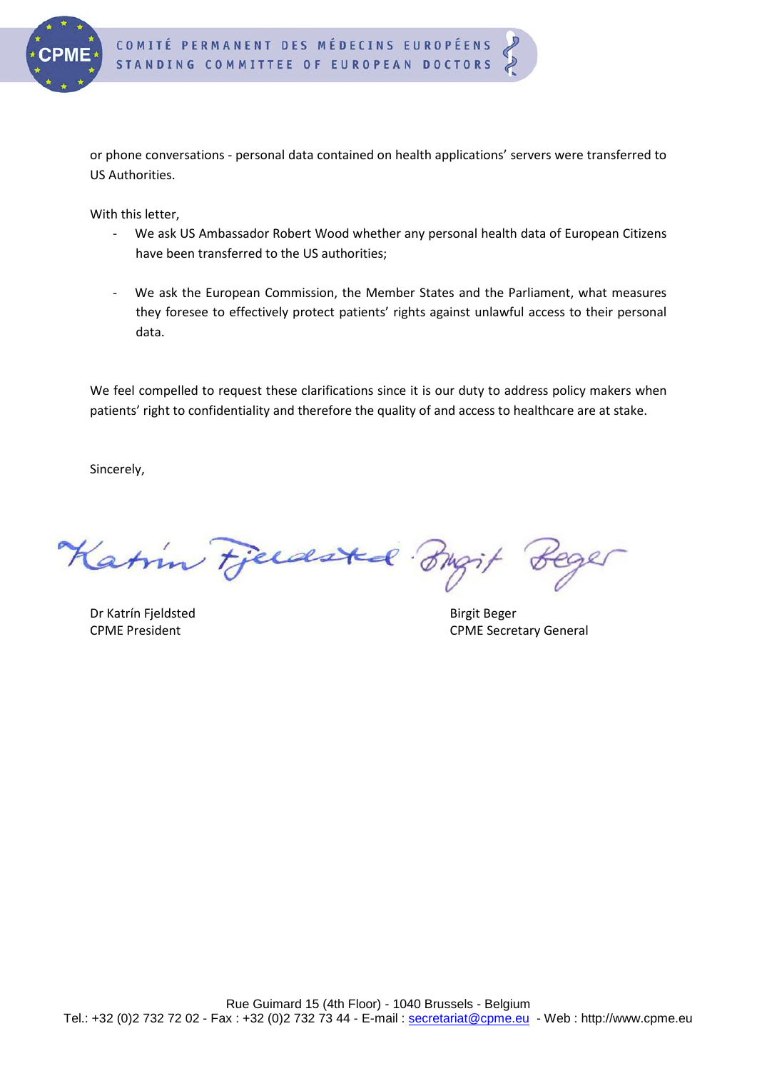or phone conversations - personal data contained on health applications' servers were transferred to US Authorities.

With this letter,

- We ask US Ambassador Robert Wood whether any personal health data of European Citizens have been transferred to the US authorities;

- We ask the European Commission, the Member States and the Parliament, what measures they foresee to effectively protect patients' rights against unlawful access to their personal data.

We feel compelled to request these clarifications since it is our duty to address policy makers when patients' right to confidentiality and therefore the quality of and access to healthcare are at stake.

Sincerely,

Dr Katrín Fjeldsted
CPME President

Birgit Beger
CPME Secretary General